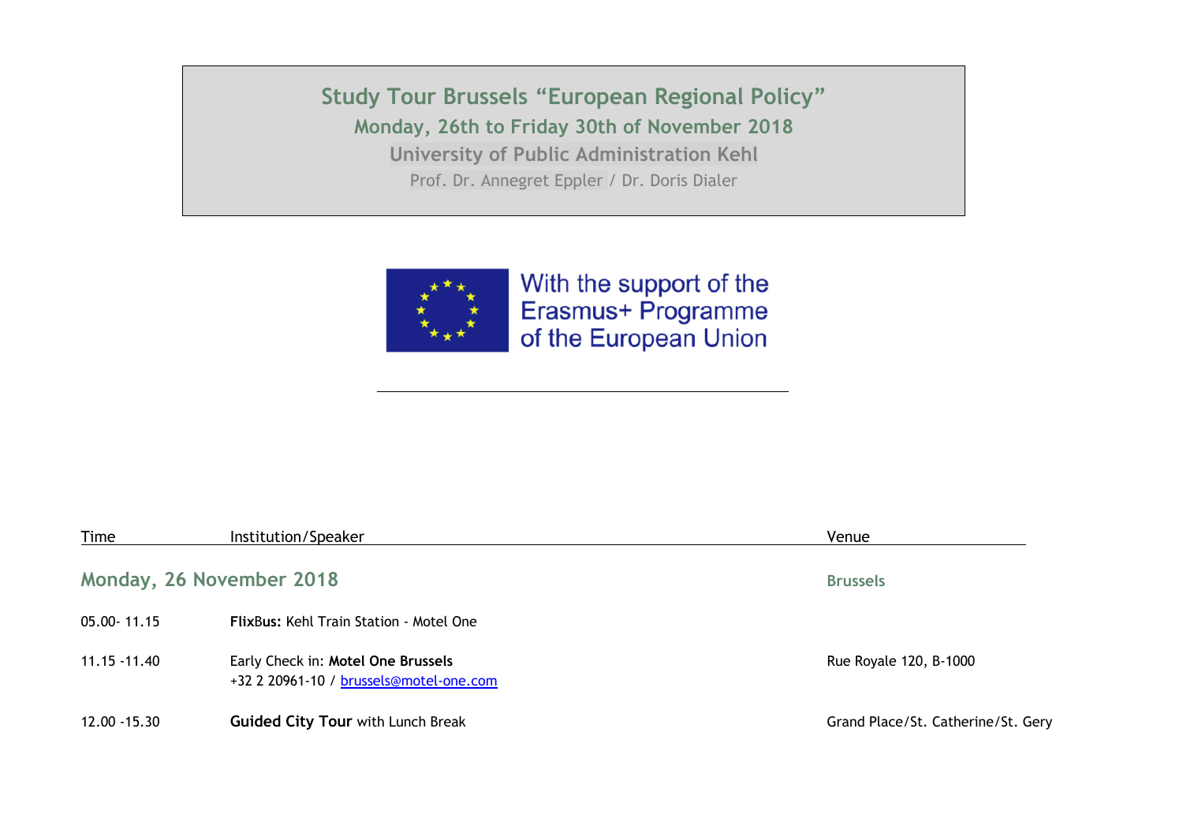# Study Tour Brussels "European Regional Policy"

**Monday, 26th to Friday 30th of November 2018**

**University of Public Administration Kehl**

Prof. Dr. Annegret Eppler / Dr. Doris Dialer

With the support of the Erasmus+ Programme of the European Union

| Time | Institution/Speaker | Venue |
|---|---|---|
| **Monday, 26 November 2018** | | **Brussels** |
| 05.00- 11.15 | **FlixBus:** Kehl Train Station - Motel One | |
| 11.15 -11.40 | Early Check in: **Motel One Brussels**<br>+32 2 20961-10 / brussels@motel-one.com | Rue Royale 120, B-1000 |
| 12.00 -15.30 | **Guided City Tour** with Lunch Break | Grand Place/St. Catherine/St. Gery |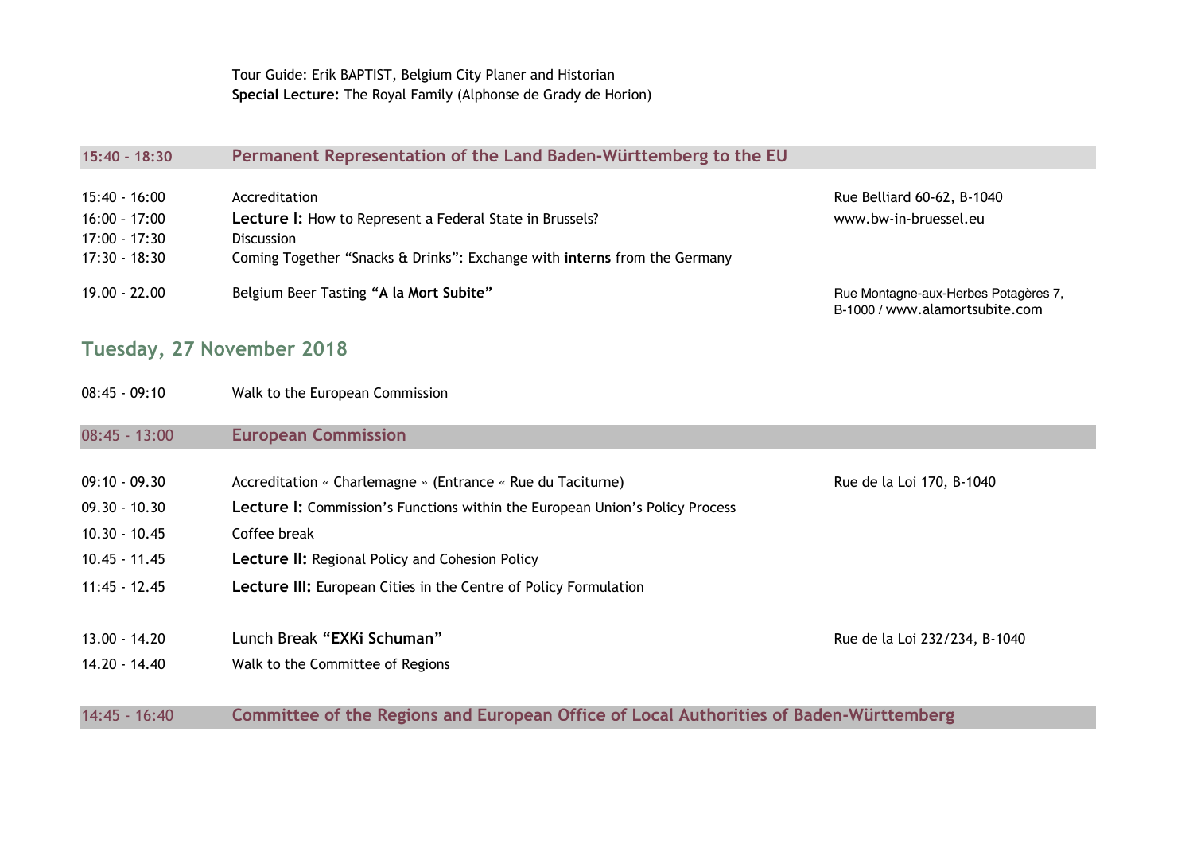Tour Guide: Erik BAPTIST, Belgium City Planer and Historian
**Special Lecture:** The Royal Family (Alphonse de Grady de Horion)

| 15:40 - 18:30 | **Permanent Representation of the Land Baden-Württemberg to the EU** | |
|---|---|---|
| 15:40 - 16:00 | Accreditation | Rue Belliard 60-62, B-1040 |
| 16:00 – 17:00 | **Lecture I:** How to Represent a Federal State in Brussels? | www.bw-in-bruessel.eu |
| 17:00 - 17:30 | Discussion | |
| 17:30 - 18:30 | Coming Together "Snacks & Drinks": Exchange with **interns** from the Germany | |
| 19.00 - 22.00 | Belgium Beer Tasting **"A la Mort Subite"** | Rue Montagne-aux-Herbes Potagères 7, B-1000 / www.alamortsubite.com |

## Tuesday, 27 November 2018

| 08:45 - 09:10 | Walk to the European Commission | |
|---|---|---|
| 08:45 - 13:00 | **European Commission** | |
| 09:10 - 09.30 | Accreditation « Charlemagne » (Entrance « Rue du Taciturne) | Rue de la Loi 170, B-1040 |
| 09.30 - 10.30 | **Lecture I:** Commission's Functions within the European Union's Policy Process | |
| 10.30 - 10.45 | Coffee break | |
| 10.45 - 11.45 | **Lecture II:** Regional Policy and Cohesion Policy | |
| 11:45 - 12.45 | **Lecture III:** European Cities in the Centre of Policy Formulation | |
| 13.00 - 14.20 | Lunch Break **"EXKi Schuman"** | Rue de la Loi 232/234, B-1040 |
| 14.20 - 14.40 | Walk to the Committee of Regions | |
| 14:45 - 16:40 | **Committee of the Regions and European Office of Local Authorities of Baden-Württemberg** | |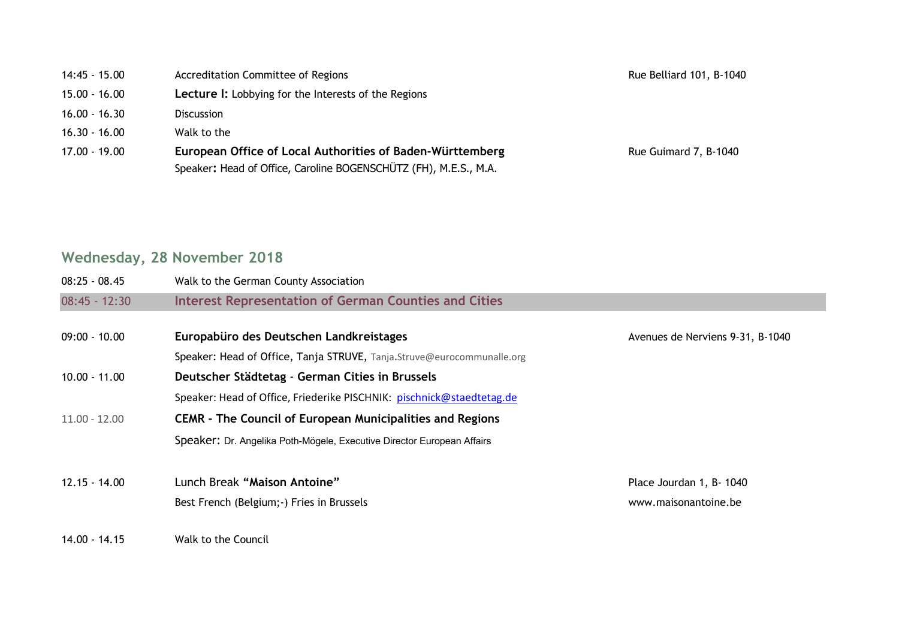| | | |
|---|---|---|
| 14:45 - 15.00 | Accreditation Committee of Regions | Rue Belliard 101, B-1040 |
| 15.00 - 16.00 | **Lecture I:** Lobbying for the Interests of the Regions | |
| 16.00 - 16.30 | Discussion | |
| 16.30 - 16.00 | Walk to the | |
| 17.00 - 19.00 | **European Office of Local Authorities of Baden-Württemberg**<br>Speaker**:** Head of Office, Caroline BOGENSCHÜTZ (FH), M.E.S., M.A. | Rue Guimard 7, B-1040 |

## Wednesday, 28 November 2018

| | | |
|---|---|---|
| 08:25 - 08.45 | Walk to the German County Association | |
| 08:45 - 12:30 | **Interest Representation of German Counties and Cities** | |
| 09:00 - 10.00 | **Europabüro des Deutschen Landkreistages**<br>Speaker: Head of Office, Tanja STRUVE, Tanja.Struve@eurocommunalle.org | Avenues de Nerviens 9-31, B-1040 |
| 10.00 - 11.00 | **Deutscher Städtetag - German Cities in Brussels**<br>Speaker: Head of Office, Friederike PISCHNIK: pischnick@staedtetag.de | |
| 11.00 - 12.00 | **CEMR - The Council of European Municipalities and Regions**<br>Speaker: Dr. Angelika Poth-Mögele, Executive Director European Affairs | |
| 12.15 - 14.00 | Lunch Break **"Maison Antoine"**<br>Best French (Belgium;-) Fries in Brussels | Place Jourdan 1, B- 1040<br>www.maisonantoine.be |
| 14.00 - 14.15 | Walk to the Council | |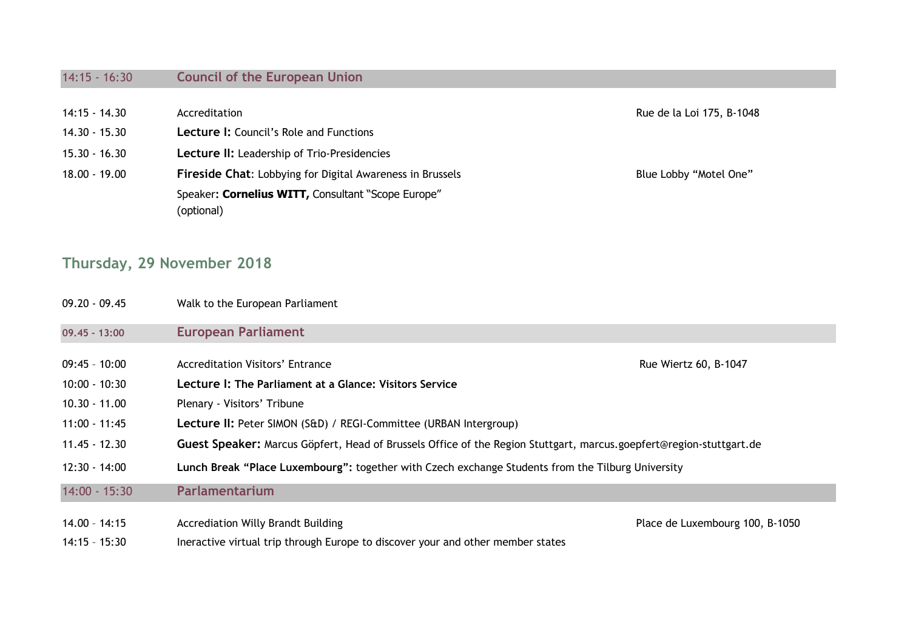| 14:15 - 16:30 | **Council of the European Union** | |
|---|---|---|
| 14:15 - 14.30 | Accreditation | Rue de la Loi 175, B-1048 |
| 14.30 - 15.30 | **Lecture I:** Council's Role and Functions | |
| 15.30 - 16.30 | **Lecture II:** Leadership of Trio-Presidencies | |
| 18.00 - 19.00 | **Fireside Chat**: Lobbying for Digital Awareness in Brussels<br>Speaker**: Cornelius WITT,** Consultant "Scope Europe" (optional) | Blue Lobby "Motel One" |

## Thursday, 29 November 2018

| 09.20 - 09.45 | Walk to the European Parliament | |
|---|---|---|
| **09.45 - 13:00** | **European Parliament** | |
| 09:45 – 10:00 | Accreditation Visitors' Entrance | Rue Wiertz 60, B-1047 |
| 10:00 - 10:30 | **Lecture I: The Parliament at a Glance: Visitors Service** | |
| 10.30 - 11.00 | Plenary - Visitors' Tribune | |
| 11:00 - 11:45 | **Lecture II:** Peter SIMON (S&D) / REGI-Committee (URBAN Intergroup) | |
| 11.45 - 12.30 | **Guest Speaker:** Marcus Göpfert, Head of Brussels Office of the Region Stuttgart, marcus.goepfert@region-stuttgart.de | |
| 12:30 - 14:00 | **Lunch Break "Place Luxembourg":** together with Czech exchange Students from the Tilburg University | |
| 14:00 - 15:30 | **Parlamentarium** | |
| 14.00 – 14:15 | Accrediation Willy Brandt Building | Place de Luxembourg 100, B-1050 |
| 14:15 – 15:30 | Ineractive virtual trip through Europe to discover your and other member states | |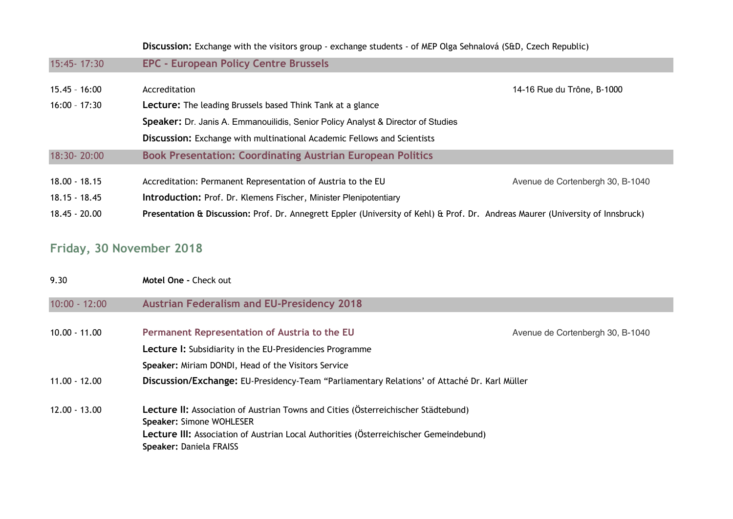| | | |
|---|---|---|
| | **Discussion:** Exchange with the visitors group - exchange students - of MEP Olga Sehnalová (S&D, Czech Republic) | |
| 15:45- 17:30 | **EPC - European Policy Centre Brussels** | |
| 15.45 – 16:00 | Accreditation | 14-16 Rue du Trône, B-1000 |
| 16:00 – 17:30 | **Lecture:** The leading Brussels based Think Tank at a glance | |
| | **Speaker:** Dr. Janis A. Emmanouilidis, Senior Policy Analyst & Director of Studies | |
| | **Discussion:** Exchange with multinational Academic Fellows and Scientists | |
| 18:30- 20:00 | **Book Presentation: Coordinating Austrian European Politics** | |
| 18.00 - 18.15 | Accreditation: Permanent Representation of Austria to the EU | Avenue de Cortenbergh 30, B-1040 |
| 18.15 - 18.45 | **Introduction:** Prof. Dr. Klemens Fischer, Minister Plenipotentiary | |
| 18.45 - 20.00 | **Presentation & Discussion:** Prof. Dr. Annegrett Eppler (University of Kehl) & Prof. Dr. Andreas Maurer (University of Innsbruck) | |

## Friday, 30 November 2018

| | | |
|---|---|---|
| 9.30 | **Motel One -** Check out | |
| 10:00 - 12:00 | **Austrian Federalism and EU-Presidency 2018** | |
| 10.00 - 11.00 | **Permanent Representation of Austria to the EU** | Avenue de Cortenbergh 30, B-1040 |
| | **Lecture I:** Subsidiarity in the EU-Presidencies Programme | |
| | **Speaker:** Miriam DONDI, Head of the Visitors Service | |
| 11.00 - 12.00 | **Discussion/Exchange:** EU-Presidency-Team “Parliamentary Relations' of Attaché Dr. Karl Müller | |
| 12.00 - 13.00 | **Lecture II:** Association of Austrian Towns and Cities (Österreichischer Städtebund)<br>**Speaker:** Simone WOHLESER<br>**Lecture III:** Association of Austrian Local Authorities (Österreichischer Gemeindebund)<br>**Speaker:** Daniela FRAISS | |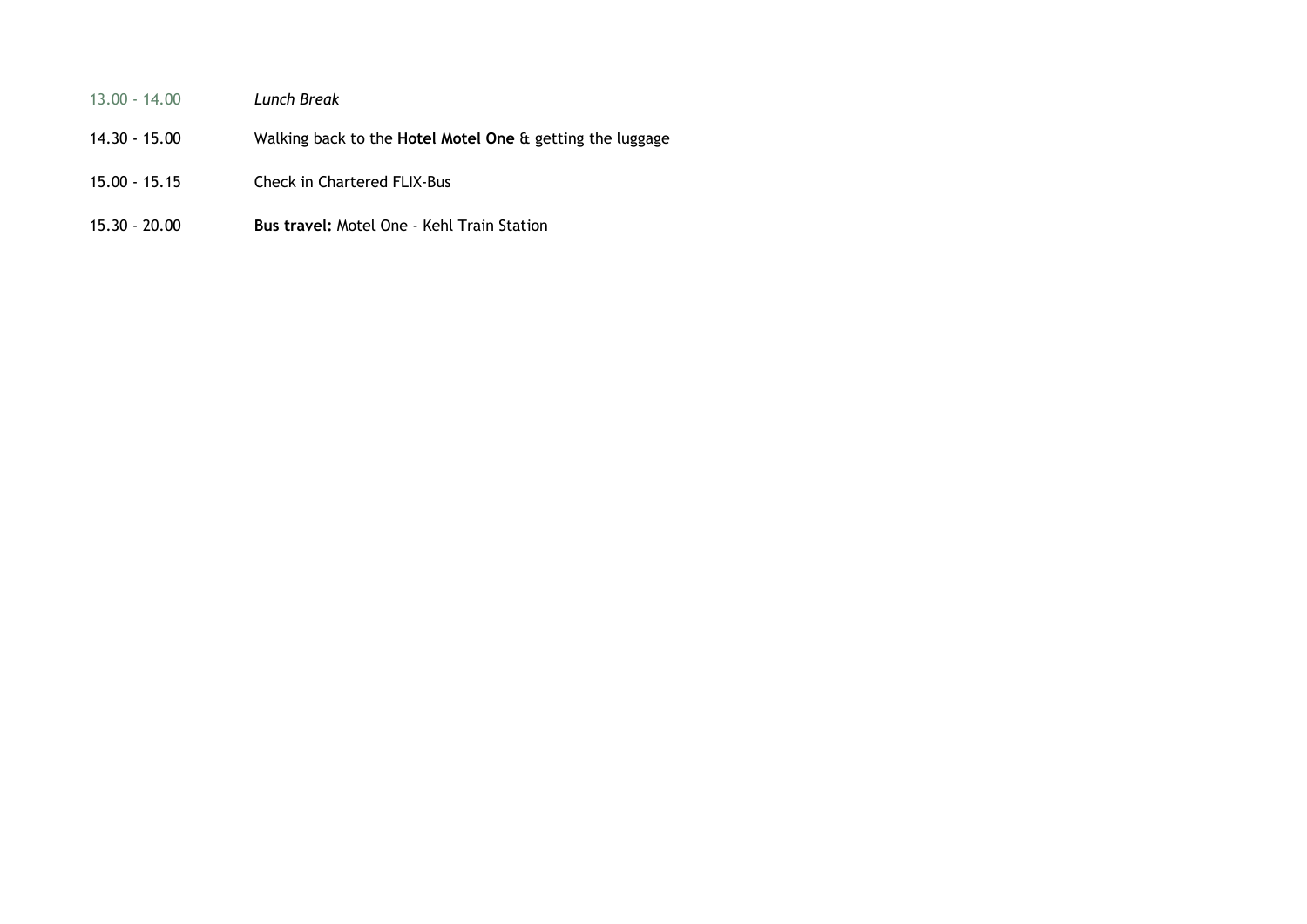| | |
|---|---|
| 13.00 - 14.00 | *Lunch Break* |
| 14.30 - 15.00 | Walking back to the **Hotel Motel One** & getting the luggage |
| 15.00 - 15.15 | Check in Chartered FLIX-Bus |
| 15.30 - 20.00 | **Bus travel:** Motel One - Kehl Train Station |